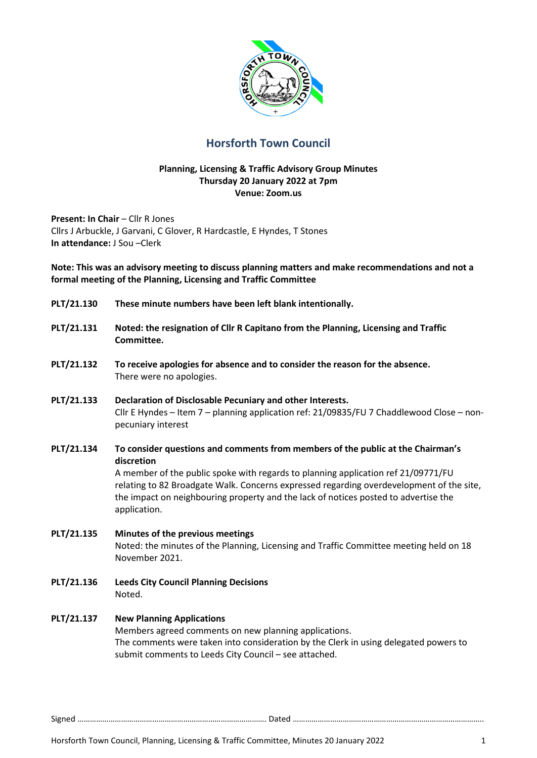# Horsforth Town Council

**Planning, Licensing & Traffic Advisory Group Minutes**
**Thursday 20 January 2022 at 7pm**
**Venue: Zoom.us**

**Present: In Chair** – Cllr R Jones
Cllrs J Arbuckle, J Garvani, C Glover, R Hardcastle, E Hyndes, T Stones
**In attendance:** J Sou –Clerk

**Note: This was an advisory meeting to discuss planning matters and make recommendations and not a formal meeting of the Planning, Licensing and Traffic Committee**

**PLT/21.130** **These minute numbers have been left blank intentionally.**

**PLT/21.131** **Noted: the resignation of Cllr R Capitano from the Planning, Licensing and Traffic Committee.**

**PLT/21.132** **To receive apologies for absence and to consider the reason for the absence.**
There were no apologies.

**PLT/21.133** **Declaration of Disclosable Pecuniary and other Interests.**
Cllr E Hyndes – Item 7 – planning application ref: 21/09835/FU 7 Chaddlewood Close – non-pecuniary interest

**PLT/21.134** **To consider questions and comments from members of the public at the Chairman's discretion**
A member of the public spoke with regards to planning application ref 21/09771/FU relating to 82 Broadgate Walk. Concerns expressed regarding overdevelopment of the site, the impact on neighbouring property and the lack of notices posted to advertise the application.

**PLT/21.135** **Minutes of the previous meetings**
Noted: the minutes of the Planning, Licensing and Traffic Committee meeting held on 18 November 2021.

**PLT/21.136** **Leeds City Council Planning Decisions**
Noted.

**PLT/21.137** **New Planning Applications**
Members agreed comments on new planning applications.
The comments were taken into consideration by the Clerk in using delegated powers to submit comments to Leeds City Council – see attached.

Signed ……………………………………………………………………………… Dated ………………………………………………………………………………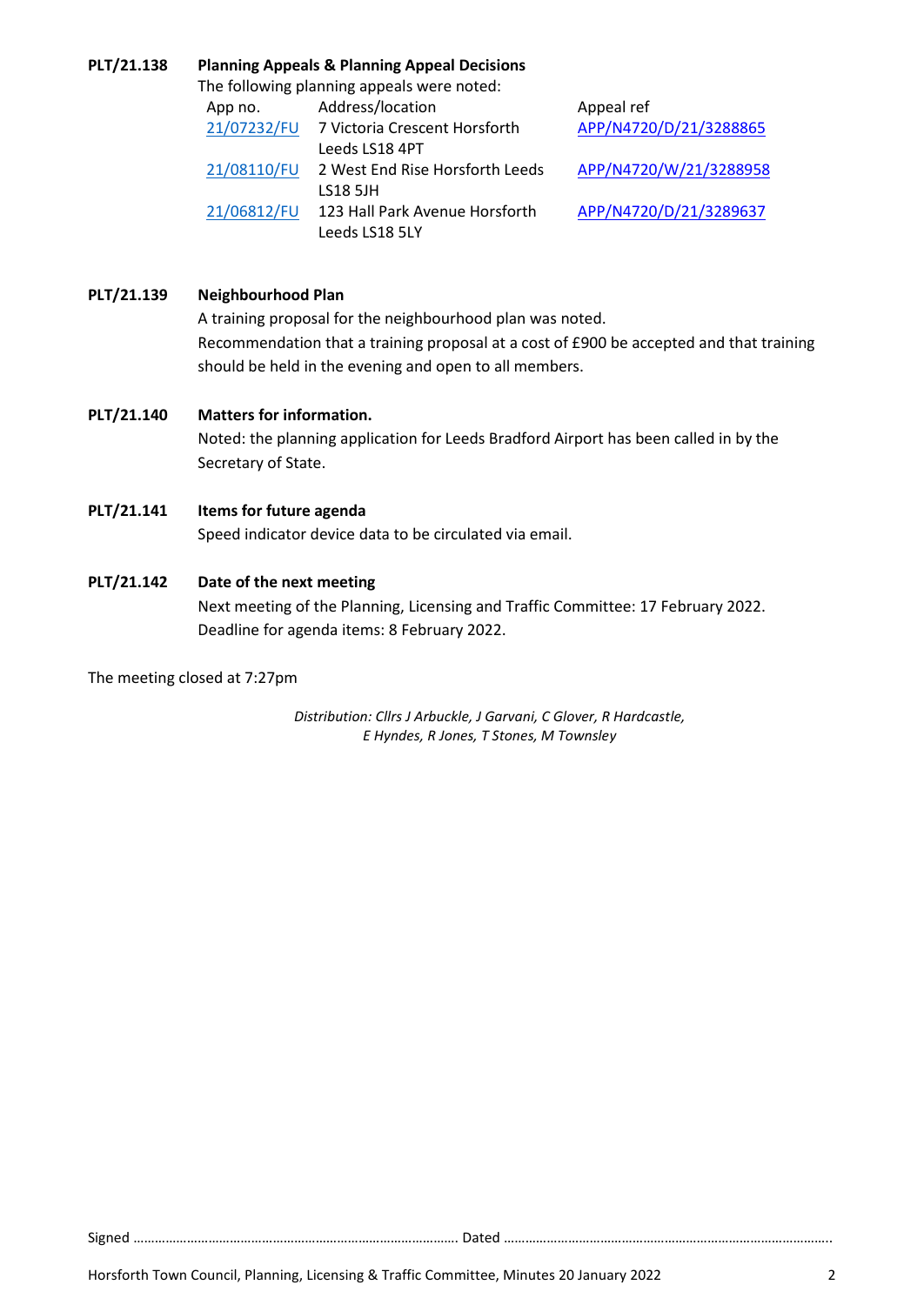**PLT/21.138 Planning Appeals & Planning Appeal Decisions**

The following planning appeals were noted:

| App no. | Address/location | Appeal ref |
| --- | --- | --- |
| 21/07232/FU | 7 Victoria Crescent Horsforth Leeds LS18 4PT | APP/N4720/D/21/3288865 |
| 21/08110/FU | 2 West End Rise Horsforth Leeds LS18 5JH | APP/N4720/W/21/3288958 |
| 21/06812/FU | 123 Hall Park Avenue Horsforth Leeds LS18 5LY | APP/N4720/D/21/3289637 |

**PLT/21.139 Neighbourhood Plan**

A training proposal for the neighbourhood plan was noted.

Recommendation that a training proposal at a cost of £900 be accepted and that training should be held in the evening and open to all members.

**PLT/21.140 Matters for information.**

Noted: the planning application for Leeds Bradford Airport has been called in by the Secretary of State.

**PLT/21.141 Items for future agenda**

Speed indicator device data to be circulated via email.

**PLT/21.142 Date of the next meeting**

Next meeting of the Planning, Licensing and Traffic Committee: 17 February 2022.

Deadline for agenda items: 8 February 2022.

The meeting closed at 7:27pm

*Distribution: Cllrs J Arbuckle, J Garvani, C Glover, R Hardcastle, E Hyndes, R Jones, T Stones, M Townsley*

Signed ………………………………………………………………………………. Dated ……………………………………………………………………………….

Horsforth Town Council, Planning, Licensing & Traffic Committee, Minutes 20 January 2022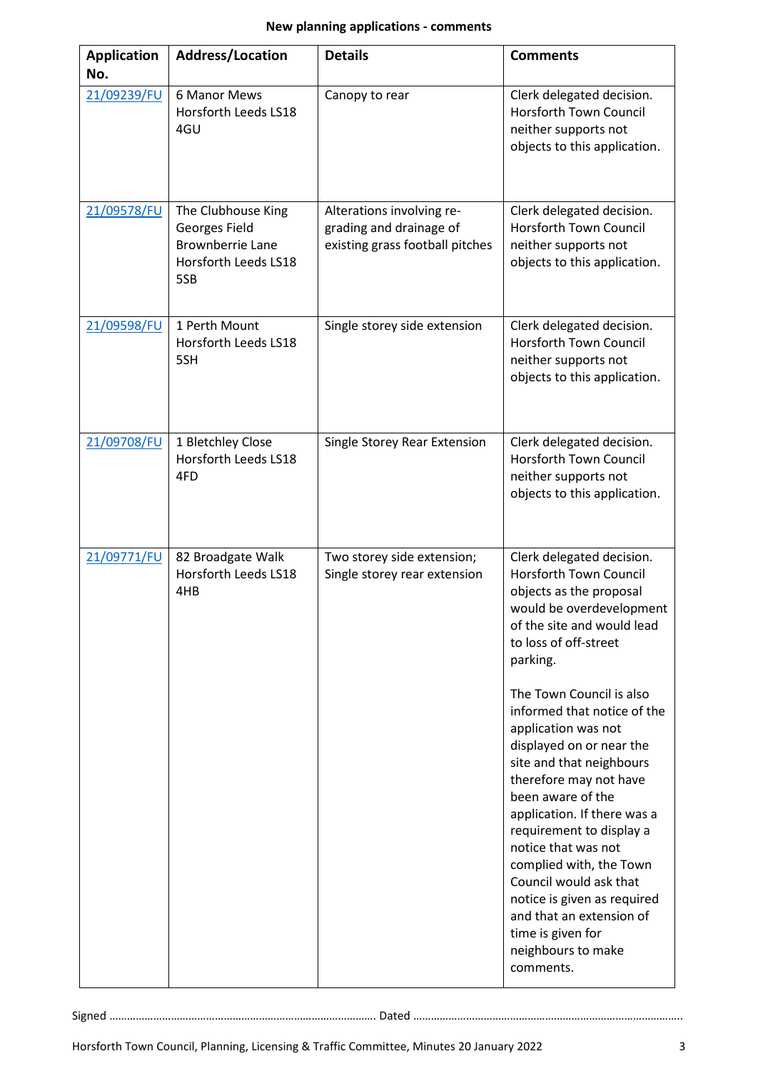**New planning applications - comments**

| Application No. | Address/Location | Details | Comments |
|---|---|---|---|
| 21/09239/FU | 6 Manor Mews Horsforth Leeds LS18 4GU | Canopy to rear | Clerk delegated decision. Horsforth Town Council neither supports not objects to this application. |
| 21/09578/FU | The Clubhouse King Georges Field Brownberrie Lane Horsforth Leeds LS18 5SB | Alterations involving re-grading and drainage of existing grass football pitches | Clerk delegated decision. Horsforth Town Council neither supports not objects to this application. |
| 21/09598/FU | 1 Perth Mount Horsforth Leeds LS18 5SH | Single storey side extension | Clerk delegated decision. Horsforth Town Council neither supports not objects to this application. |
| 21/09708/FU | 1 Bletchley Close Horsforth Leeds LS18 4FD | Single Storey Rear Extension | Clerk delegated decision. Horsforth Town Council neither supports not objects to this application. |
| 21/09771/FU | 82 Broadgate Walk Horsforth Leeds LS18 4HB | Two storey side extension; Single storey rear extension | Clerk delegated decision. Horsforth Town Council objects as the proposal would be overdevelopment of the site and would lead to loss of off-street parking.<br><br>The Town Council is also informed that notice of the application was not displayed on or near the site and that neighbours therefore may not have been aware of the application. If there was a requirement to display a notice that was not complied with, the Town Council would ask that notice is given as required and that an extension of time is given for neighbours to make comments. |

Signed ………………………………………………………………………………. Dated ……………………………………………………………………………….

Horsforth Town Council, Planning, Licensing & Traffic Committee, Minutes 20 January 2022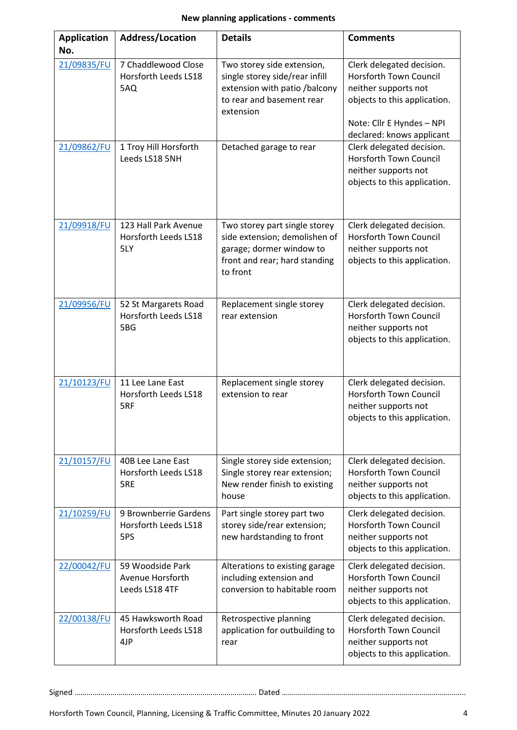**New planning applications - comments**

| Application No. | Address/Location | Details | Comments |
|---|---|---|---|
| 21/09835/FU | 7 Chaddlewood Close Horsforth Leeds LS18 5AQ | Two storey side extension, single storey side/rear infill extension with patio /balcony to rear and basement rear extension | Clerk delegated decision. Horsforth Town Council neither supports not objects to this application. Note: Cllr E Hyndes – NPI declared: knows applicant |
| 21/09862/FU | 1 Troy Hill Horsforth Leeds LS18 5NH | Detached garage to rear | Clerk delegated decision. Horsforth Town Council neither supports not objects to this application. |
| 21/09918/FU | 123 Hall Park Avenue Horsforth Leeds LS18 5LY | Two storey part single storey side extension; demolishen of garage; dormer window to front and rear; hard standing to front | Clerk delegated decision. Horsforth Town Council neither supports not objects to this application. |
| 21/09956/FU | 52 St Margarets Road Horsforth Leeds LS18 5BG | Replacement single storey rear extension | Clerk delegated decision. Horsforth Town Council neither supports not objects to this application. |
| 21/10123/FU | 11 Lee Lane East Horsforth Leeds LS18 5RF | Replacement single storey extension to rear | Clerk delegated decision. Horsforth Town Council neither supports not objects to this application. |
| 21/10157/FU | 40B Lee Lane East Horsforth Leeds LS18 5RE | Single storey side extension; Single storey rear extension; New render finish to existing house | Clerk delegated decision. Horsforth Town Council neither supports not objects to this application. |
| 21/10259/FU | 9 Brownberrie Gardens Horsforth Leeds LS18 5PS | Part single storey part two storey side/rear extension; new hardstanding to front | Clerk delegated decision. Horsforth Town Council neither supports not objects to this application. |
| 22/00042/FU | 59 Woodside Park Avenue Horsforth Leeds LS18 4TF | Alterations to existing garage including extension and conversion to habitable room | Clerk delegated decision. Horsforth Town Council neither supports not objects to this application. |
| 22/00138/FU | 45 Hawksworth Road Horsforth Leeds LS18 4JP | Retrospective planning application for outbuilding to rear | Clerk delegated decision. Horsforth Town Council neither supports not objects to this application. |

Signed ………………………………………………………………………………. Dated ……………………………………………………………………………….

Horsforth Town Council, Planning, Licensing & Traffic Committee, Minutes 20 January 2022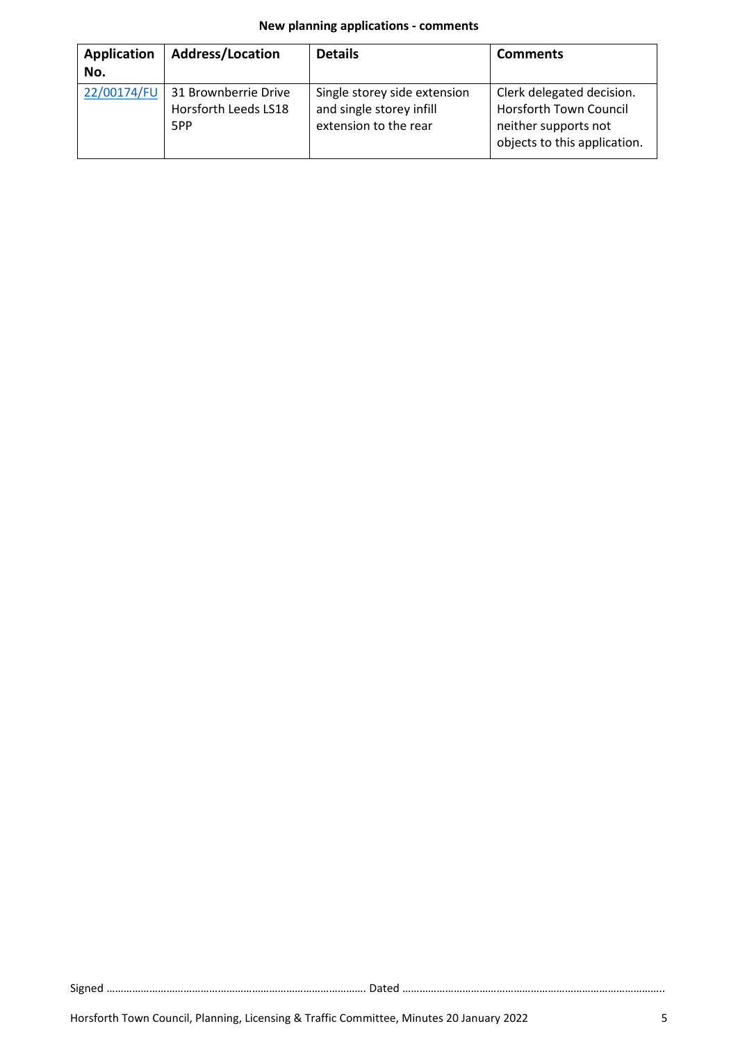**New planning applications - comments**

| Application No. | Address/Location | Details | Comments |
|---|---|---|---|
| 22/00174/FU | 31 Brownberrie Drive Horsforth Leeds LS18 5PP | Single storey side extension and single storey infill extension to the rear | Clerk delegated decision. Horsforth Town Council neither supports not objects to this application. |

Signed ……………………………………………………………………………… Dated ………………………………………………………………………………